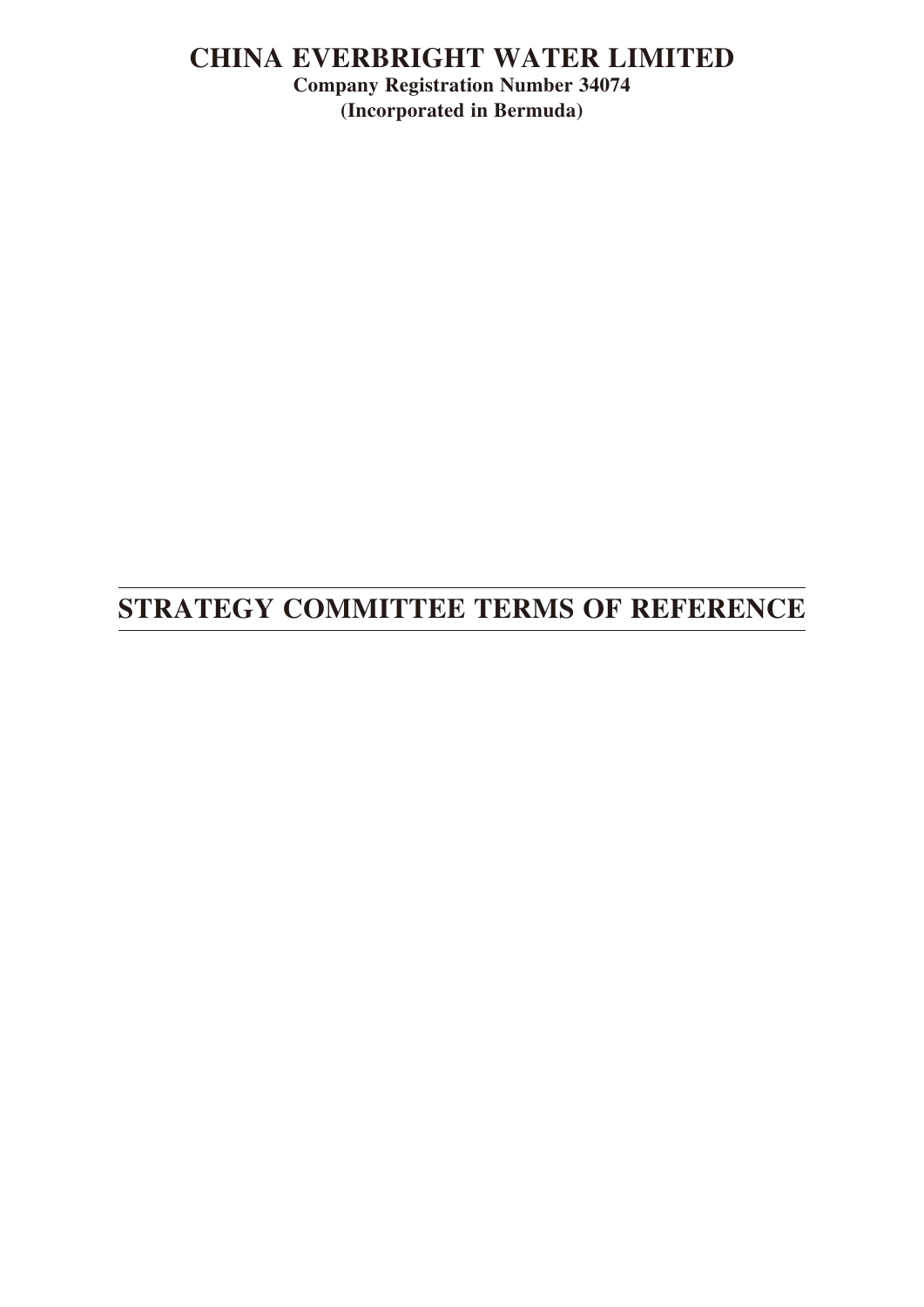# CHINA EVERBRIGHT WATER LIMITED

**Company Registration Number 34074**

**(Incorporated in Bermuda)**

# STRATEGY COMMITTEE TERMS OF REFERENCE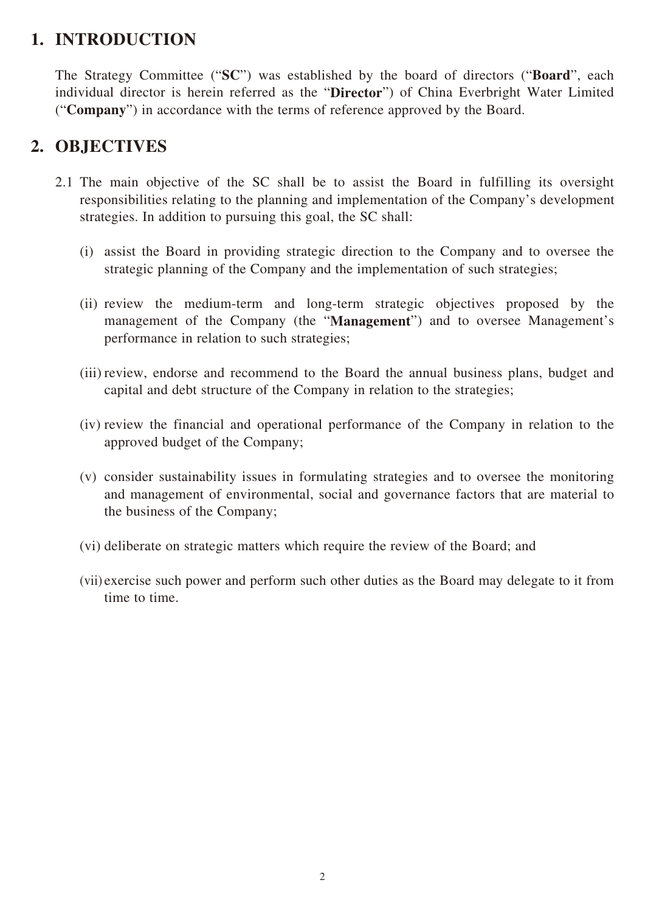## 1. INTRODUCTION

The Strategy Committee ("**SC**") was established by the board of directors ("**Board**", each individual director is herein referred as the "**Director**") of China Everbright Water Limited ("**Company**") in accordance with the terms of reference approved by the Board.

## 2. OBJECTIVES

2.1 The main objective of the SC shall be to assist the Board in fulfilling its oversight responsibilities relating to the planning and implementation of the Company's development strategies. In addition to pursuing this goal, the SC shall:

(i) assist the Board in providing strategic direction to the Company and to oversee the strategic planning of the Company and the implementation of such strategies;

(ii) review the medium-term and long-term strategic objectives proposed by the management of the Company (the "**Management**") and to oversee Management's performance in relation to such strategies;

(iii) review, endorse and recommend to the Board the annual business plans, budget and capital and debt structure of the Company in relation to the strategies;

(iv) review the financial and operational performance of the Company in relation to the approved budget of the Company;

(v) consider sustainability issues in formulating strategies and to oversee the monitoring and management of environmental, social and governance factors that are material to the business of the Company;

(vi) deliberate on strategic matters which require the review of the Board; and

(vii) exercise such power and perform such other duties as the Board may delegate to it from time to time.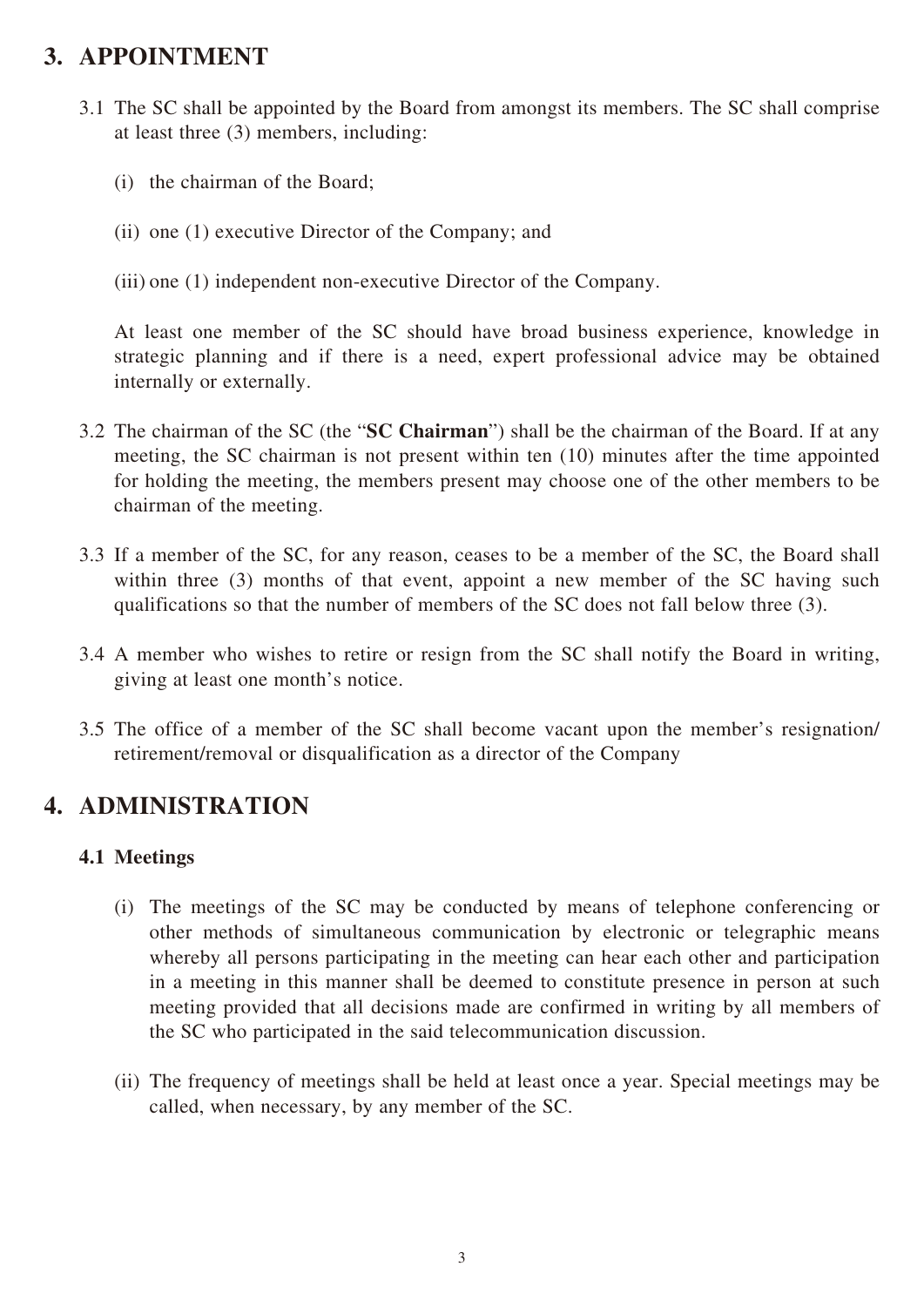## 3. APPOINTMENT

3.1 The SC shall be appointed by the Board from amongst its members. The SC shall comprise at least three (3) members, including:

(i) the chairman of the Board;

(ii) one (1) executive Director of the Company; and

(iii) one (1) independent non-executive Director of the Company.

At least one member of the SC should have broad business experience, knowledge in strategic planning and if there is a need, expert professional advice may be obtained internally or externally.

3.2 The chairman of the SC (the "**SC Chairman**") shall be the chairman of the Board. If at any meeting, the SC chairman is not present within ten (10) minutes after the time appointed for holding the meeting, the members present may choose one of the other members to be chairman of the meeting.

3.3 If a member of the SC, for any reason, ceases to be a member of the SC, the Board shall within three (3) months of that event, appoint a new member of the SC having such qualifications so that the number of members of the SC does not fall below three (3).

3.4 A member who wishes to retire or resign from the SC shall notify the Board in writing, giving at least one month's notice.

3.5 The office of a member of the SC shall become vacant upon the member's resignation/retirement/removal or disqualification as a director of the Company

## 4. ADMINISTRATION

### 4.1 Meetings

(i) The meetings of the SC may be conducted by means of telephone conferencing or other methods of simultaneous communication by electronic or telegraphic means whereby all persons participating in the meeting can hear each other and participation in a meeting in this manner shall be deemed to constitute presence in person at such meeting provided that all decisions made are confirmed in writing by all members of the SC who participated in the said telecommunication discussion.

(ii) The frequency of meetings shall be held at least once a year. Special meetings may be called, when necessary, by any member of the SC.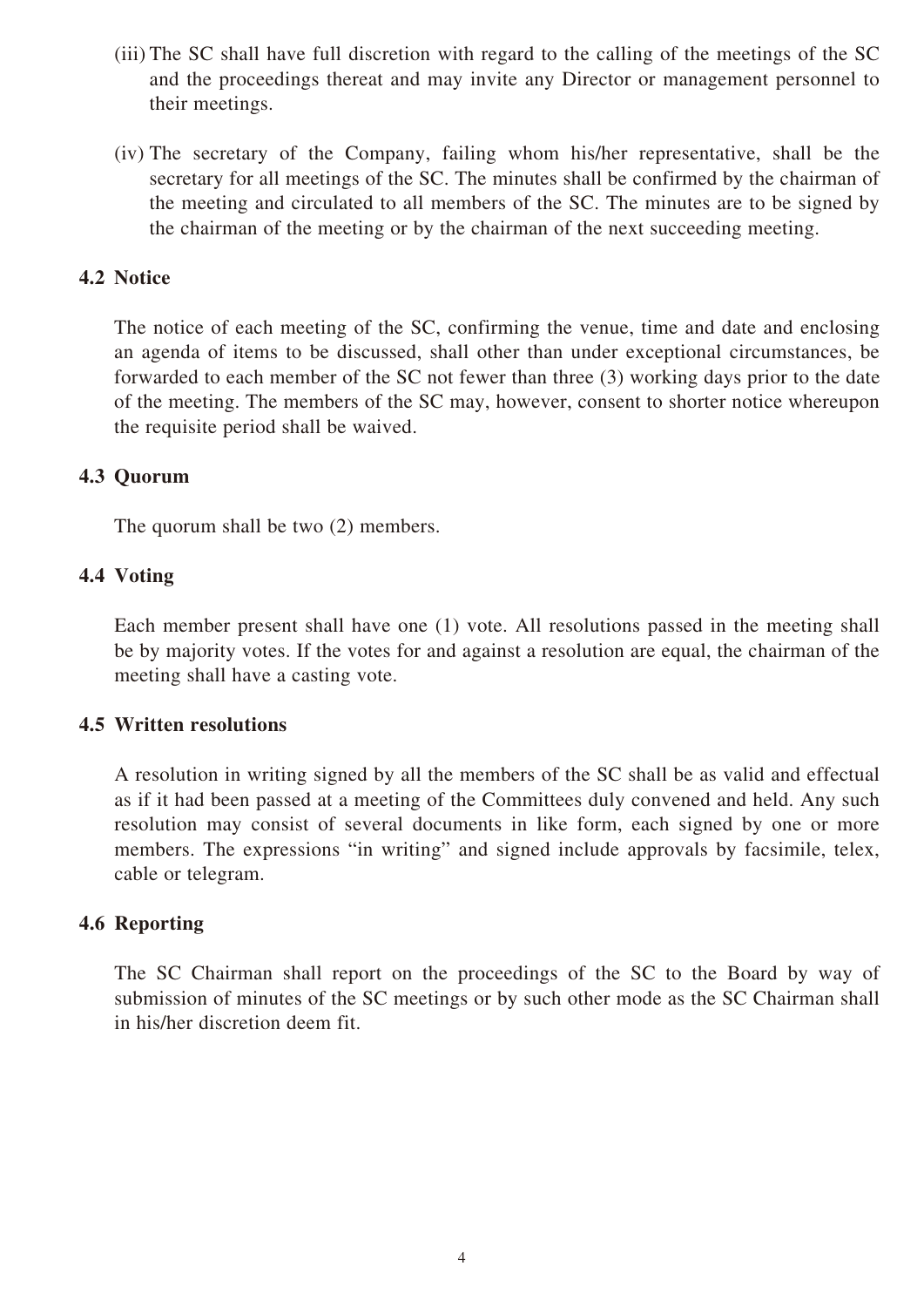(iii) The SC shall have full discretion with regard to the calling of the meetings of the SC and the proceedings thereat and may invite any Director or management personnel to their meetings.

(iv) The secretary of the Company, failing whom his/her representative, shall be the secretary for all meetings of the SC. The minutes shall be confirmed by the chairman of the meeting and circulated to all members of the SC. The minutes are to be signed by the chairman of the meeting or by the chairman of the next succeeding meeting.

### 4.2 Notice

The notice of each meeting of the SC, confirming the venue, time and date and enclosing an agenda of items to be discussed, shall other than under exceptional circumstances, be forwarded to each member of the SC not fewer than three (3) working days prior to the date of the meeting. The members of the SC may, however, consent to shorter notice whereupon the requisite period shall be waived.

### 4.3 Quorum

The quorum shall be two (2) members.

### 4.4 Voting

Each member present shall have one (1) vote. All resolutions passed in the meeting shall be by majority votes. If the votes for and against a resolution are equal, the chairman of the meeting shall have a casting vote.

### 4.5 Written resolutions

A resolution in writing signed by all the members of the SC shall be as valid and effectual as if it had been passed at a meeting of the Committees duly convened and held. Any such resolution may consist of several documents in like form, each signed by one or more members. The expressions “in writing” and signed include approvals by facsimile, telex, cable or telegram.

### 4.6 Reporting

The SC Chairman shall report on the proceedings of the SC to the Board by way of submission of minutes of the SC meetings or by such other mode as the SC Chairman shall in his/her discretion deem fit.